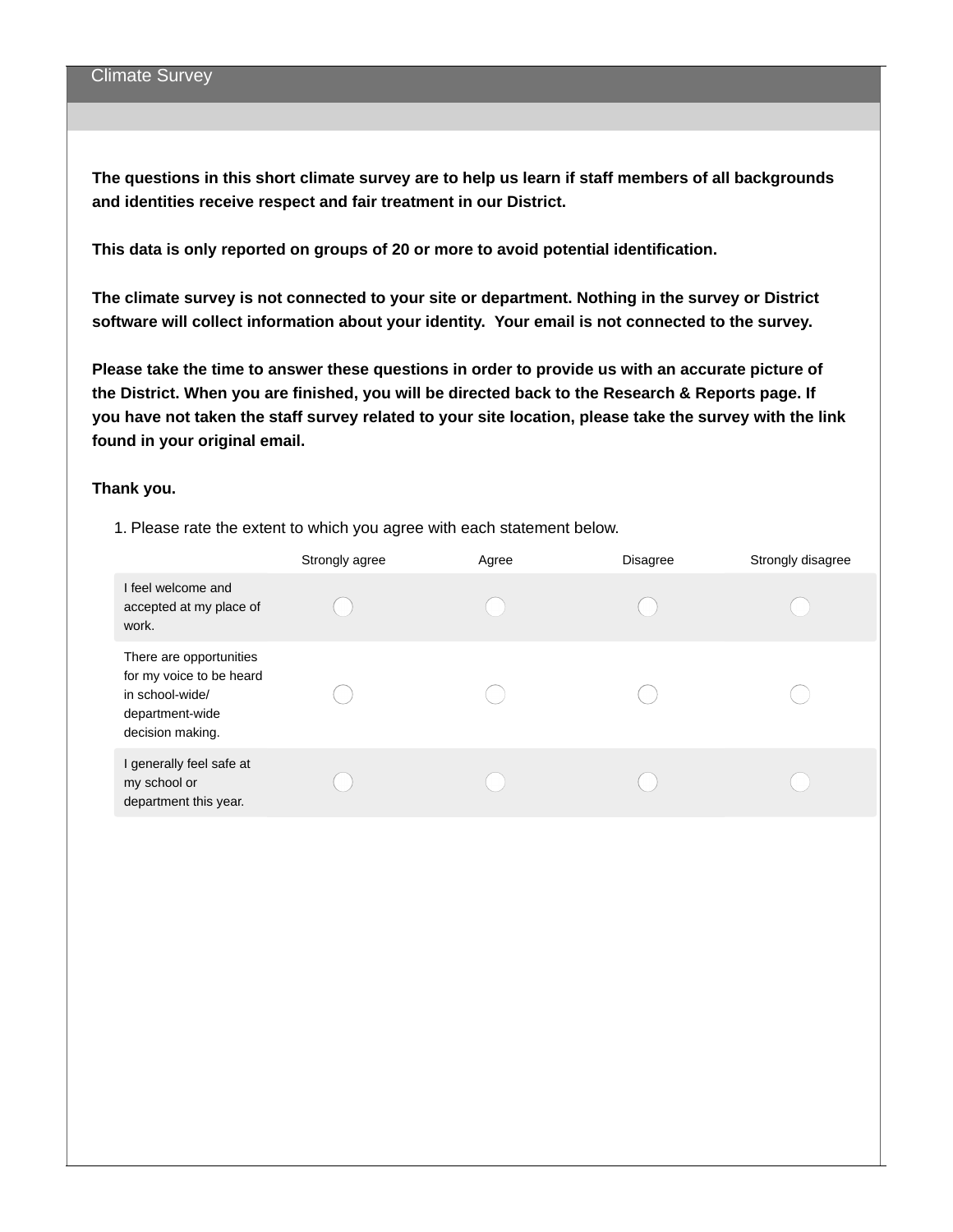# Climate Survey

**The questions in this short climate survey are to help us learn if staff members of all backgrounds and identities receive respect and fair treatment in our District.**

**This data is only reported on groups of 20 or more to avoid potential identification.**

**The climate survey is not connected to your site or department. Nothing in the survey or District software will collect information about your identity. Your email is not connected to the survey.**

**Please take the time to answer these questions in order to provide us with an accurate picture of the District. When you are finished, you will be directed back to the Research & Reports page. If you have not taken the staff survey related to your site location, please take the survey with the link found in your original email.**

**Thank you.**

1. Please rate the extent to which you agree with each statement below.

| | Strongly agree | Agree | Disagree | Strongly disagree |
|---|---|---|---|---|
| I feel welcome and accepted at my place of work. | ◯ | ◯ | ◯ | ◯ |
| There are opportunities for my voice to be heard in school-wide/ department-wide decision making. | ◯ | ◯ | ◯ | ◯ |
| I generally feel safe at my school or department this year. | ◯ | ◯ | ◯ | ◯ |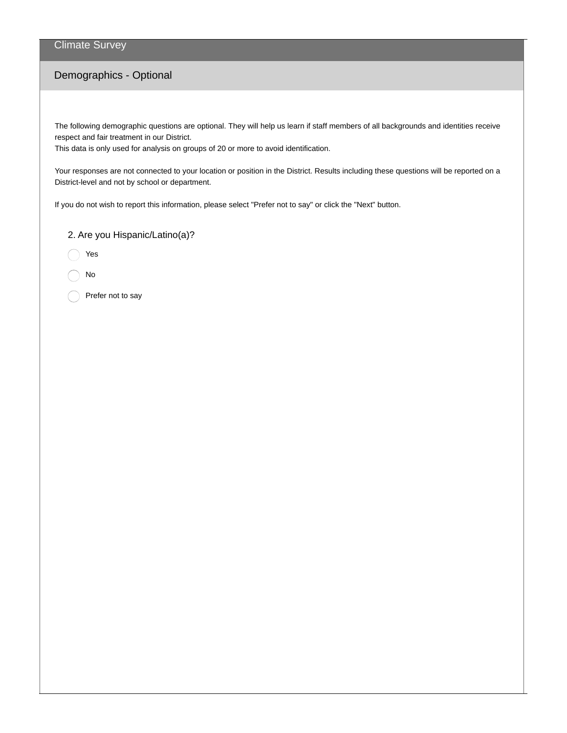# Climate Survey

## Demographics - Optional

The following demographic questions are optional. They will help us learn if staff members of all backgrounds and identities receive respect and fair treatment in our District.
This data is only used for analysis on groups of 20 or more to avoid identification.

Your responses are not connected to your location or position in the District. Results including these questions will be reported on a District-level and not by school or department.

If you do not wish to report this information, please select "Prefer not to say" or click the "Next" button.

2. Are you Hispanic/Latino(a)?

- ◯ Yes
- ◯ No
- ◯ Prefer not to say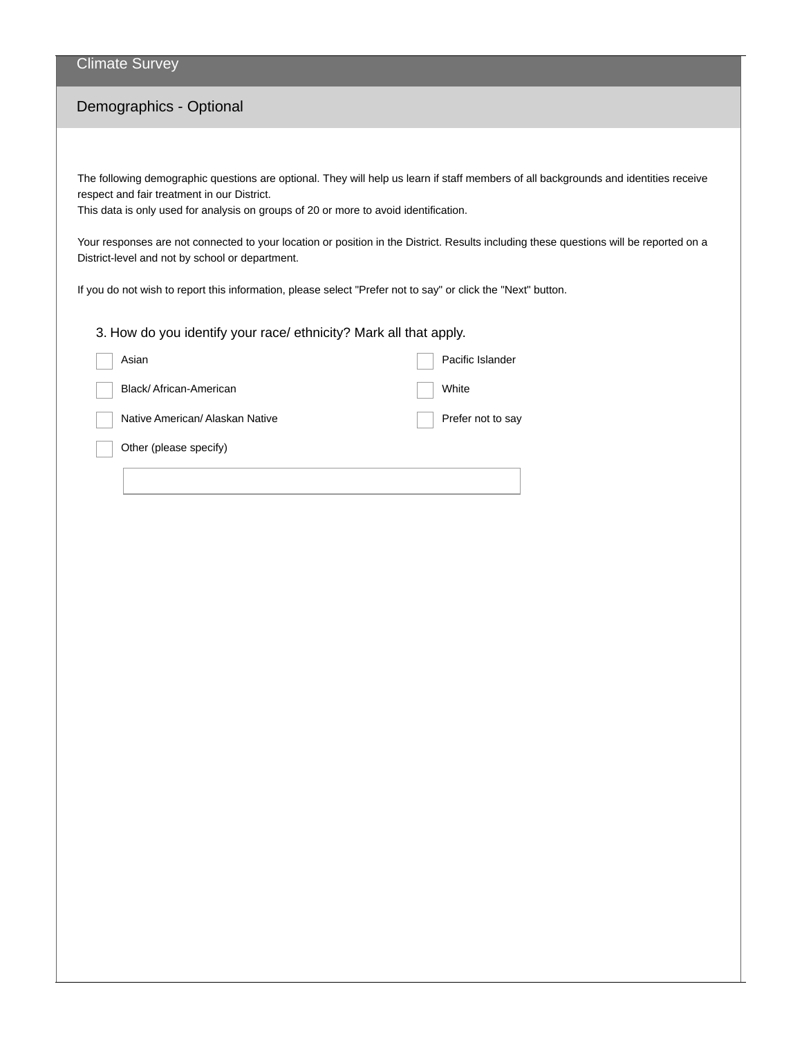# Climate Survey

## Demographics - Optional

The following demographic questions are optional. They will help us learn if staff members of all backgrounds and identities receive respect and fair treatment in our District.
This data is only used for analysis on groups of 20 or more to avoid identification.

Your responses are not connected to your location or position in the District. Results including these questions will be reported on a District-level and not by school or department.

If you do not wish to report this information, please select "Prefer not to say" or click the "Next" button.

3. How do you identify your race/ ethnicity? Mark all that apply.

- [ ] Asian
- [ ] Black/ African-American
- [ ] Native American/ Alaskan Native
- [ ] Pacific Islander
- [ ] White
- [ ] Prefer not to say
- [ ] Other (please specify)

______________________________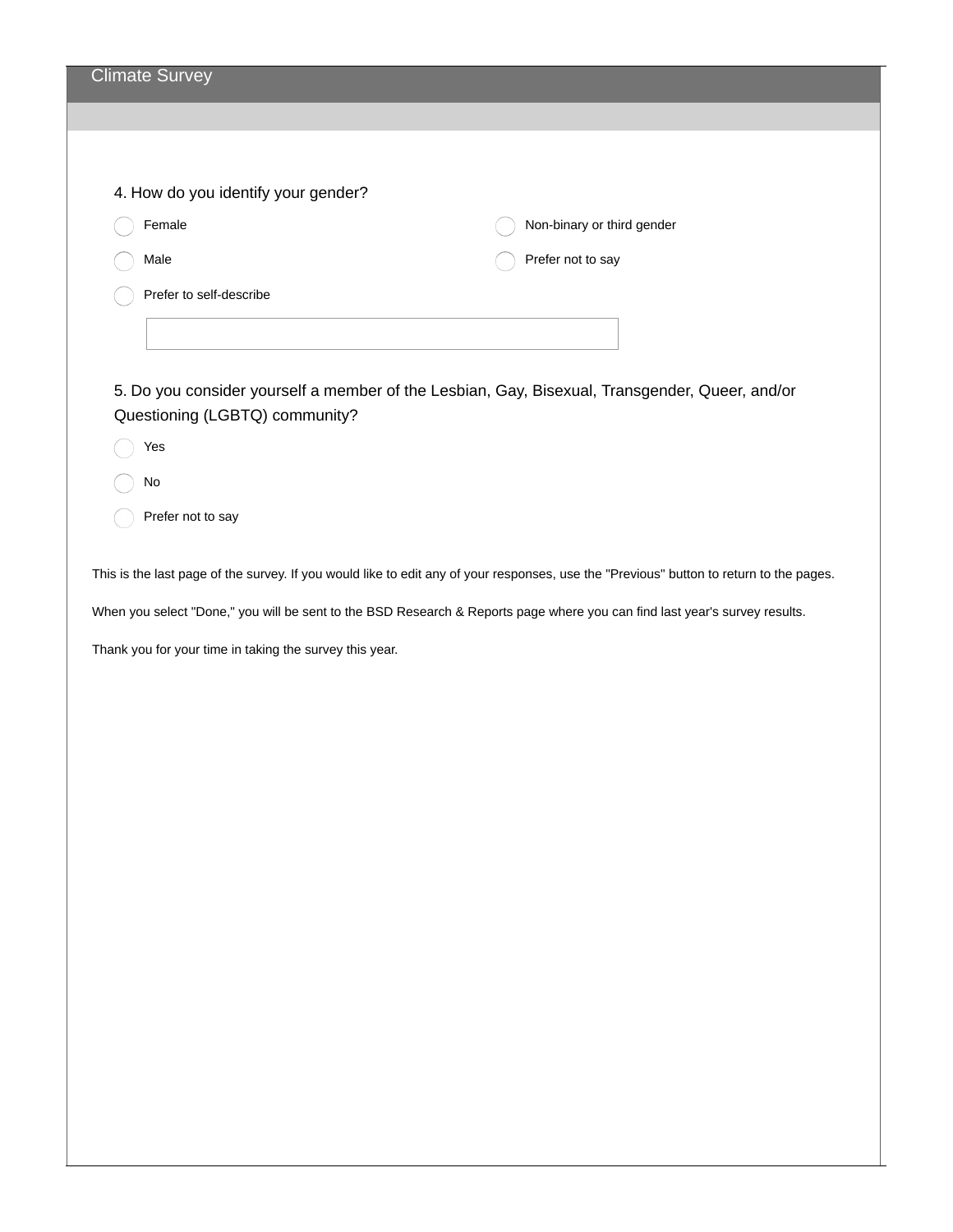# Climate Survey

4. How do you identify your gender?

- ◯ Female
- ◯ Non-binary or third gender
- ◯ Male
- ◯ Prefer not to say
- ◯ Prefer to self-describe

\_\_\_\_\_\_\_\_\_\_\_\_\_\_\_\_\_\_\_\_\_\_\_\_\_\_\_\_\_\_

5. Do you consider yourself a member of the Lesbian, Gay, Bisexual, Transgender, Queer, and/or Questioning (LGBTQ) community?

- ◯ Yes
- ◯ No
- ◯ Prefer not to say

This is the last page of the survey. If you would like to edit any of your responses, use the "Previous" button to return to the pages.

When you select "Done," you will be sent to the BSD Research & Reports page where you can find last year's survey results.

Thank you for your time in taking the survey this year.